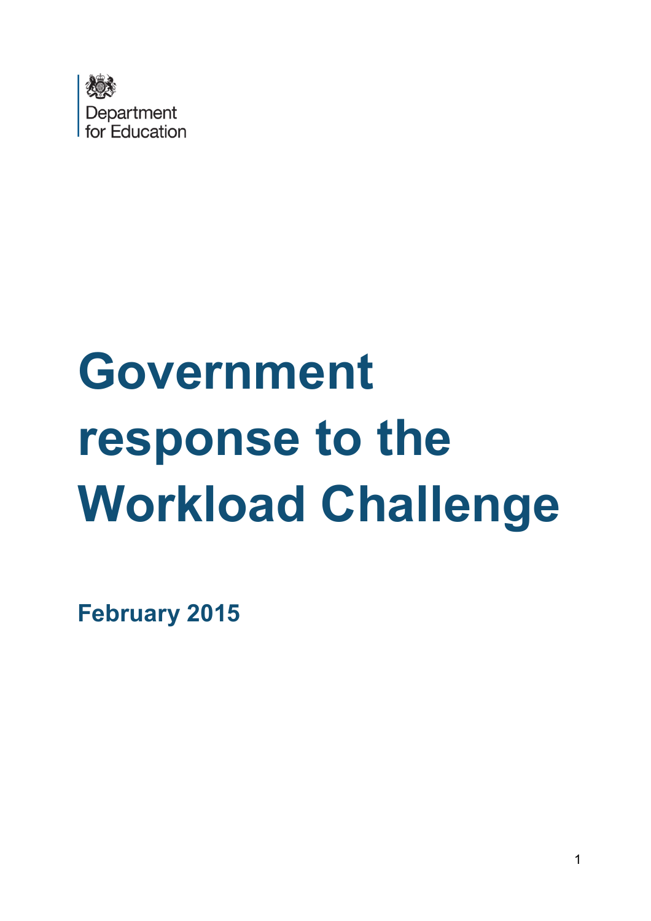Department for Education

# Government response to the Workload Challenge

**February 2015**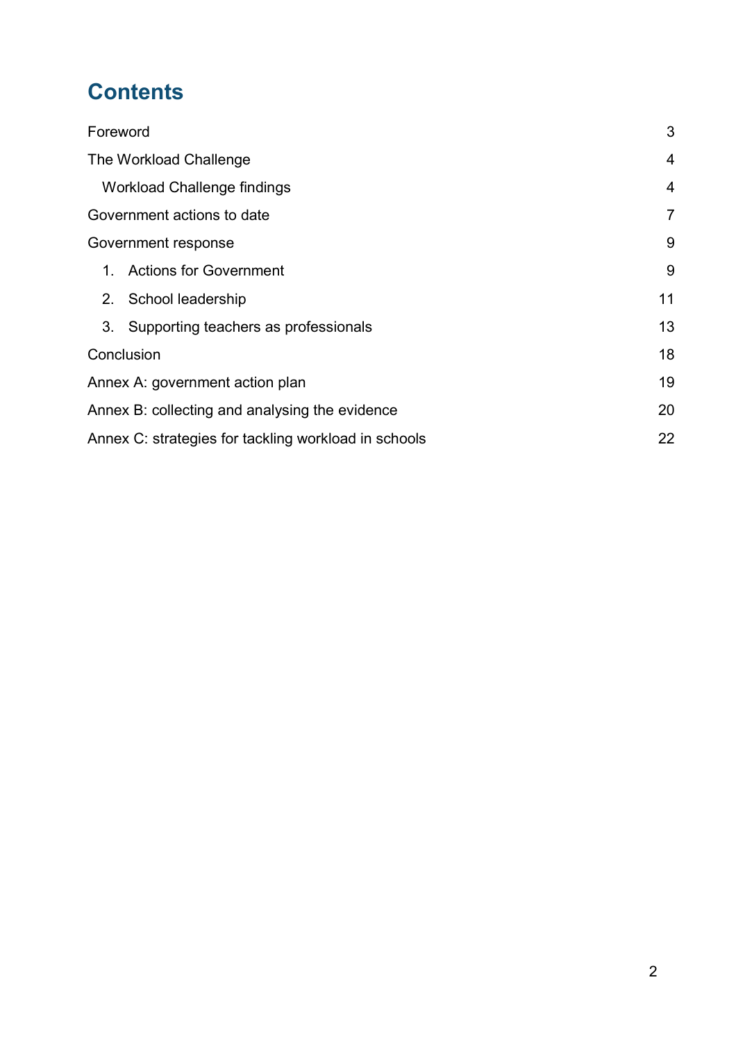# Contents

Foreword 3

The Workload Challenge 4

- Workload Challenge findings 4

Government actions to date 7

Government response 9

1. Actions for Government 9
2. School leadership 11
3. Supporting teachers as professionals 13

Conclusion 18

Annex A: government action plan 19

Annex B: collecting and analysing the evidence 20

Annex C: strategies for tackling workload in schools 22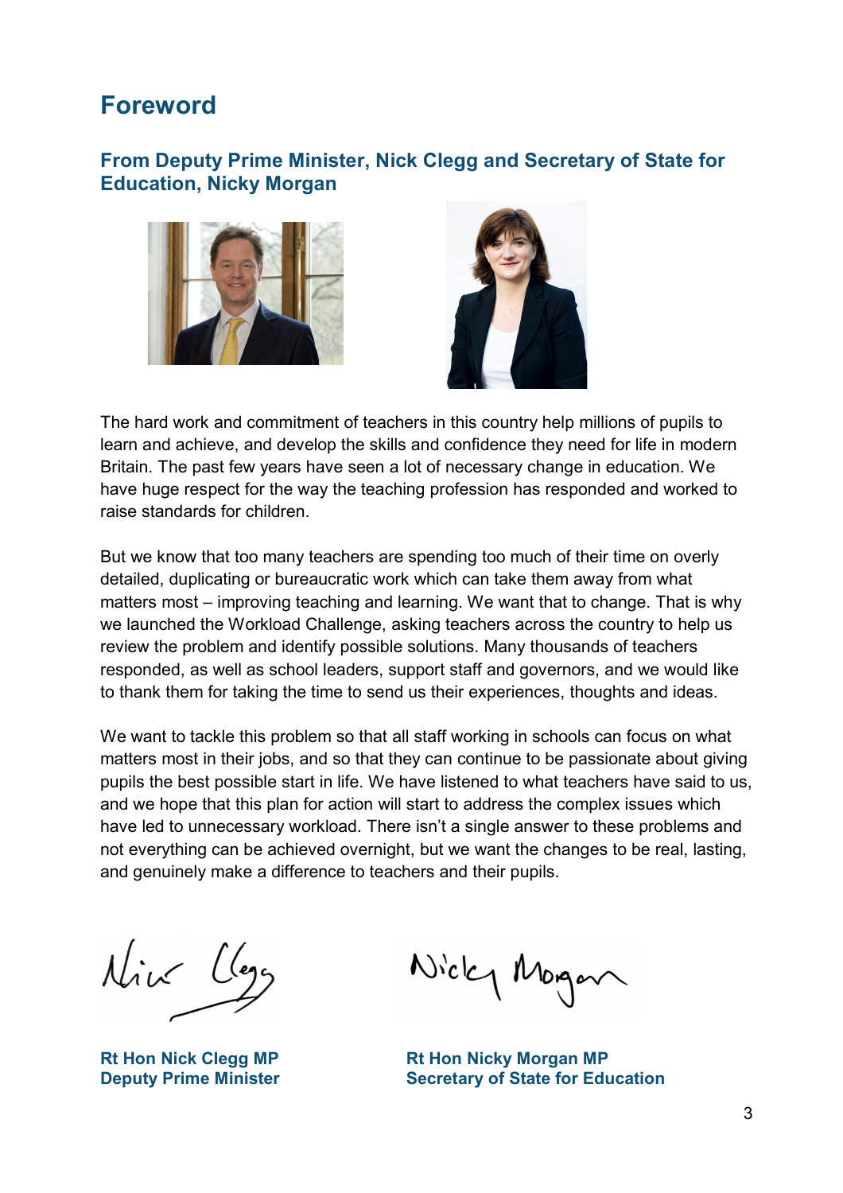# Foreword

## From Deputy Prime Minister, Nick Clegg and Secretary of State for Education, Nicky Morgan

The hard work and commitment of teachers in this country help millions of pupils to learn and achieve, and develop the skills and confidence they need for life in modern Britain. The past few years have seen a lot of necessary change in education. We have huge respect for the way the teaching profession has responded and worked to raise standards for children.

But we know that too many teachers are spending too much of their time on overly detailed, duplicating or bureaucratic work which can take them away from what matters most – improving teaching and learning. We want that to change. That is why we launched the Workload Challenge, asking teachers across the country to help us review the problem and identify possible solutions. Many thousands of teachers responded, as well as school leaders, support staff and governors, and we would like to thank them for taking the time to send us their experiences, thoughts and ideas.

We want to tackle this problem so that all staff working in schools can focus on what matters most in their jobs, and so that they can continue to be passionate about giving pupils the best possible start in life. We have listened to what teachers have said to us, and we hope that this plan for action will start to address the complex issues which have led to unnecessary workload. There isn't a single answer to these problems and not everything can be achieved overnight, but we want the changes to be real, lasting, and genuinely make a difference to teachers and their pupils.

**Rt Hon Nick Clegg MP**
**Deputy Prime Minister**

**Rt Hon Nicky Morgan MP**
**Secretary of State for Education**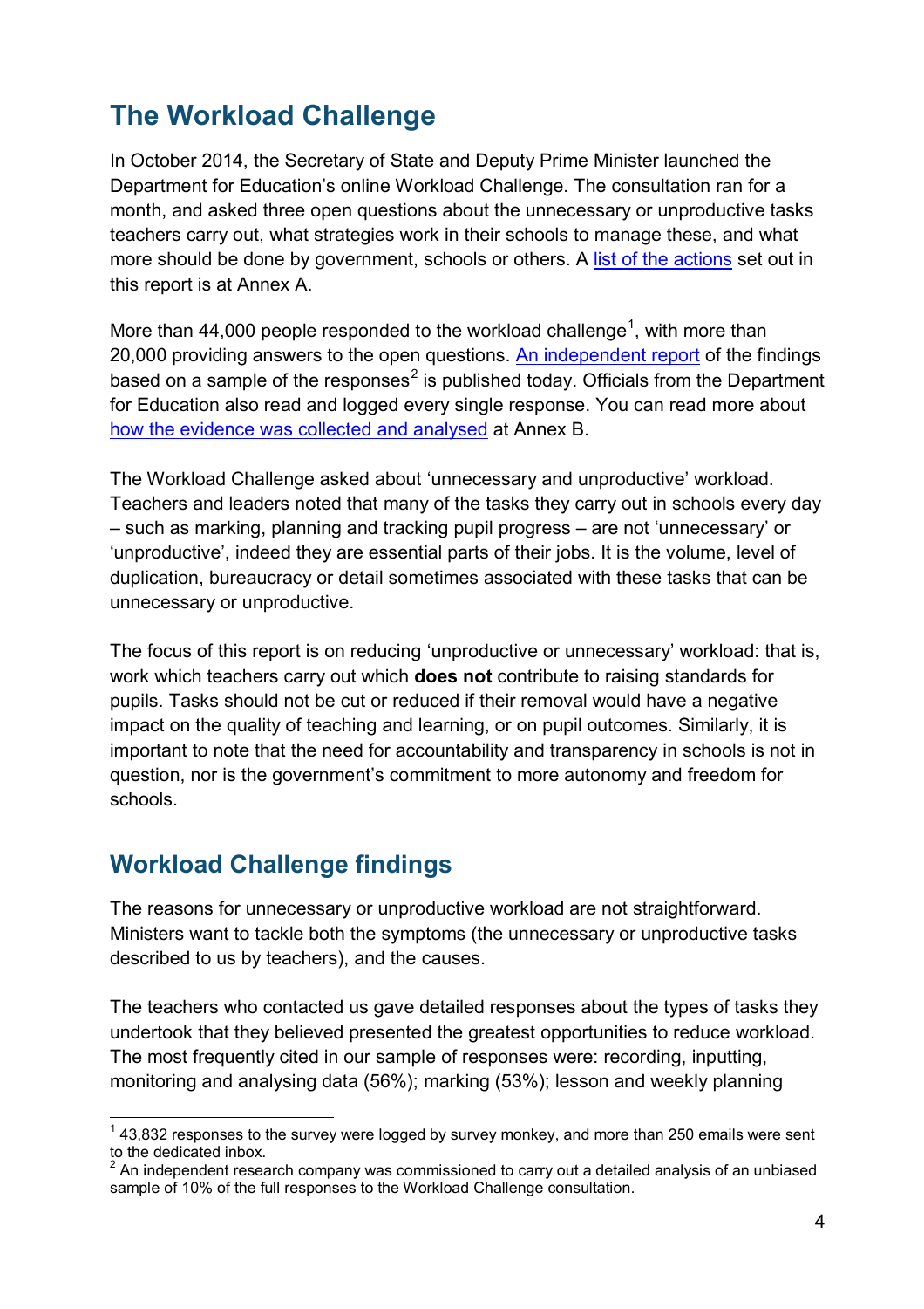## The Workload Challenge

In October 2014, the Secretary of State and Deputy Prime Minister launched the Department for Education's online Workload Challenge. The consultation ran for a month, and asked three open questions about the unnecessary or unproductive tasks teachers carry out, what strategies work in their schools to manage these, and what more should be done by government, schools or others. A list of the actions set out in this report is at Annex A.

More than 44,000 people responded to the workload challenge[1], with more than 20,000 providing answers to the open questions. An independent report of the findings based on a sample of the responses[2] is published today. Officials from the Department for Education also read and logged every single response. You can read more about how the evidence was collected and analysed at Annex B.

The Workload Challenge asked about 'unnecessary and unproductive' workload. Teachers and leaders noted that many of the tasks they carry out in schools every day – such as marking, planning and tracking pupil progress – are not 'unnecessary' or 'unproductive', indeed they are essential parts of their jobs. It is the volume, level of duplication, bureaucracy or detail sometimes associated with these tasks that can be unnecessary or unproductive.

The focus of this report is on reducing 'unproductive or unnecessary' workload: that is, work which teachers carry out which **does not** contribute to raising standards for pupils. Tasks should not be cut or reduced if their removal would have a negative impact on the quality of teaching and learning, or on pupil outcomes. Similarly, it is important to note that the need for accountability and transparency in schools is not in question, nor is the government's commitment to more autonomy and freedom for schools.

## Workload Challenge findings

The reasons for unnecessary or unproductive workload are not straightforward. Ministers want to tackle both the symptoms (the unnecessary or unproductive tasks described to us by teachers), and the causes.

The teachers who contacted us gave detailed responses about the types of tasks they undertook that they believed presented the greatest opportunities to reduce workload. The most frequently cited in our sample of responses were: recording, inputting, monitoring and analysing data (56%); marking (53%); lesson and weekly planning

---

[1] 43,832 responses to the survey were logged by survey monkey, and more than 250 emails were sent to the dedicated inbox.

[2] An independent research company was commissioned to carry out a detailed analysis of an unbiased sample of 10% of the full responses to the Workload Challenge consultation.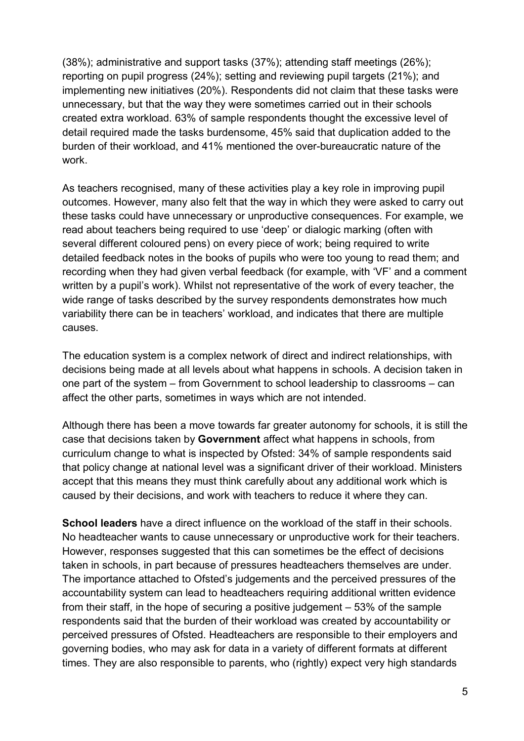(38%); administrative and support tasks (37%); attending staff meetings (26%); reporting on pupil progress (24%); setting and reviewing pupil targets (21%); and implementing new initiatives (20%). Respondents did not claim that these tasks were unnecessary, but that the way they were sometimes carried out in their schools created extra workload. 63% of sample respondents thought the excessive level of detail required made the tasks burdensome, 45% said that duplication added to the burden of their workload, and 41% mentioned the over-bureaucratic nature of the work.

As teachers recognised, many of these activities play a key role in improving pupil outcomes. However, many also felt that the way in which they were asked to carry out these tasks could have unnecessary or unproductive consequences. For example, we read about teachers being required to use 'deep' or dialogic marking (often with several different coloured pens) on every piece of work; being required to write detailed feedback notes in the books of pupils who were too young to read them; and recording when they had given verbal feedback (for example, with 'VF' and a comment written by a pupil's work). Whilst not representative of the work of every teacher, the wide range of tasks described by the survey respondents demonstrates how much variability there can be in teachers' workload, and indicates that there are multiple causes.

The education system is a complex network of direct and indirect relationships, with decisions being made at all levels about what happens in schools. A decision taken in one part of the system – from Government to school leadership to classrooms – can affect the other parts, sometimes in ways which are not intended.

Although there has been a move towards far greater autonomy for schools, it is still the case that decisions taken by **Government** affect what happens in schools, from curriculum change to what is inspected by Ofsted: 34% of sample respondents said that policy change at national level was a significant driver of their workload. Ministers accept that this means they must think carefully about any additional work which is caused by their decisions, and work with teachers to reduce it where they can.

**School leaders** have a direct influence on the workload of the staff in their schools. No headteacher wants to cause unnecessary or unproductive work for their teachers. However, responses suggested that this can sometimes be the effect of decisions taken in schools, in part because of pressures headteachers themselves are under. The importance attached to Ofsted's judgements and the perceived pressures of the accountability system can lead to headteachers requiring additional written evidence from their staff, in the hope of securing a positive judgement – 53% of the sample respondents said that the burden of their workload was created by accountability or perceived pressures of Ofsted. Headteachers are responsible to their employers and governing bodies, who may ask for data in a variety of different formats at different times. They are also responsible to parents, who (rightly) expect very high standards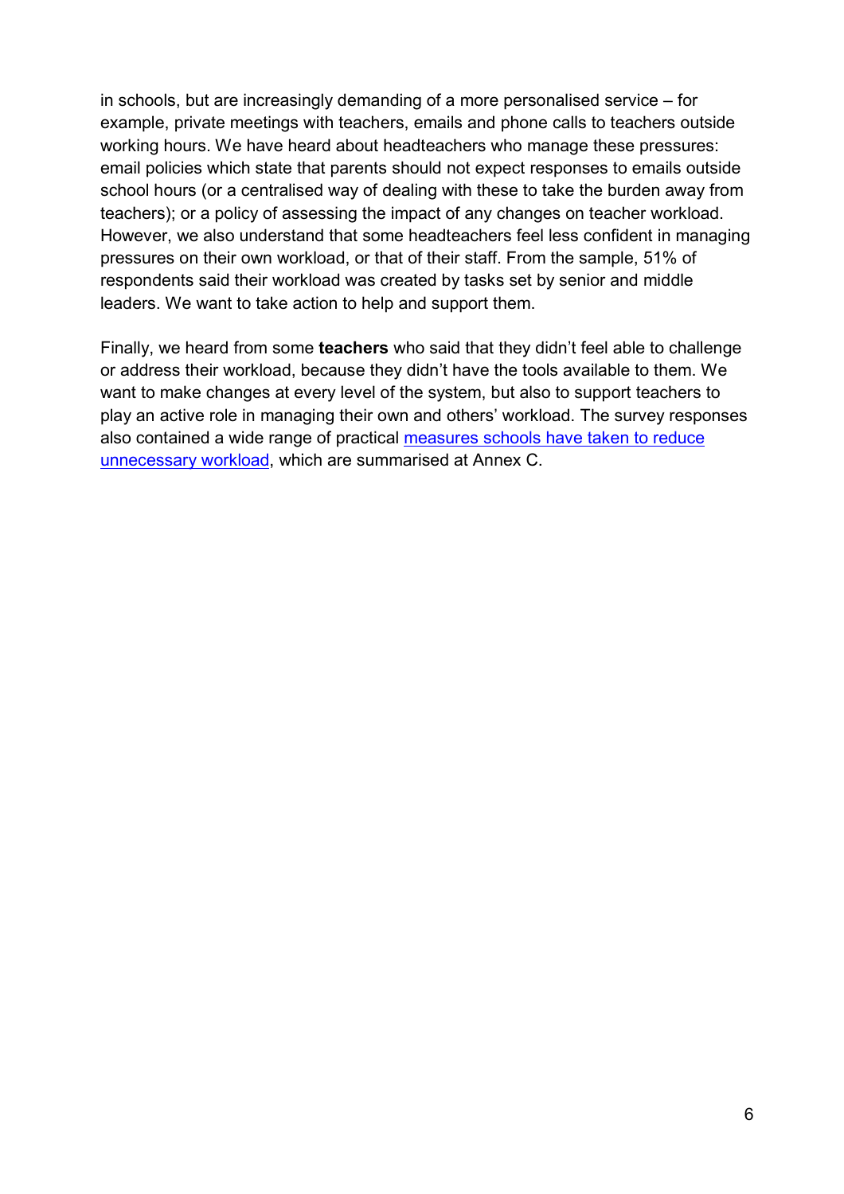in schools, but are increasingly demanding of a more personalised service – for example, private meetings with teachers, emails and phone calls to teachers outside working hours. We have heard about headteachers who manage these pressures: email policies which state that parents should not expect responses to emails outside school hours (or a centralised way of dealing with these to take the burden away from teachers); or a policy of assessing the impact of any changes on teacher workload. However, we also understand that some headteachers feel less confident in managing pressures on their own workload, or that of their staff. From the sample, 51% of respondents said their workload was created by tasks set by senior and middle leaders. We want to take action to help and support them.

Finally, we heard from some **teachers** who said that they didn't feel able to challenge or address their workload, because they didn't have the tools available to them. We want to make changes at every level of the system, but also to support teachers to play an active role in managing their own and others' workload. The survey responses also contained a wide range of practical measures schools have taken to reduce unnecessary workload, which are summarised at Annex C.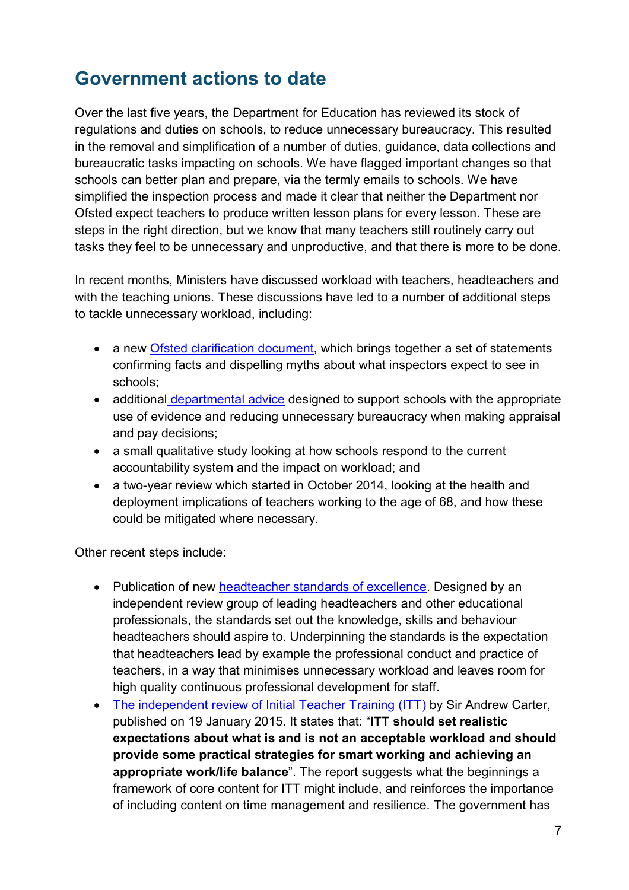## Government actions to date

Over the last five years, the Department for Education has reviewed its stock of regulations and duties on schools, to reduce unnecessary bureaucracy. This resulted in the removal and simplification of a number of duties, guidance, data collections and bureaucratic tasks impacting on schools. We have flagged important changes so that schools can better plan and prepare, via the termly emails to schools. We have simplified the inspection process and made it clear that neither the Department nor Ofsted expect teachers to produce written lesson plans for every lesson. These are steps in the right direction, but we know that many teachers still routinely carry out tasks they feel to be unnecessary and unproductive, and that there is more to be done.

In recent months, Ministers have discussed workload with teachers, headteachers and with the teaching unions. These discussions have led to a number of additional steps to tackle unnecessary workload, including:

- a new Ofsted clarification document, which brings together a set of statements confirming facts and dispelling myths about what inspectors expect to see in schools;
- additional departmental advice designed to support schools with the appropriate use of evidence and reducing unnecessary bureaucracy when making appraisal and pay decisions;
- a small qualitative study looking at how schools respond to the current accountability system and the impact on workload; and
- a two-year review which started in October 2014, looking at the health and deployment implications of teachers working to the age of 68, and how these could be mitigated where necessary.

Other recent steps include:

- Publication of new headteacher standards of excellence. Designed by an independent review group of leading headteachers and other educational professionals, the standards set out the knowledge, skills and behaviour headteachers should aspire to. Underpinning the standards is the expectation that headteachers lead by example the professional conduct and practice of teachers, in a way that minimises unnecessary workload and leaves room for high quality continuous professional development for staff.
- The independent review of Initial Teacher Training (ITT) by Sir Andrew Carter, published on 19 January 2015. It states that: "**ITT should set realistic expectations about what is and is not an acceptable workload and should provide some practical strategies for smart working and achieving an appropriate work/life balance**". The report suggests what the beginnings a framework of core content for ITT might include, and reinforces the importance of including content on time management and resilience. The government has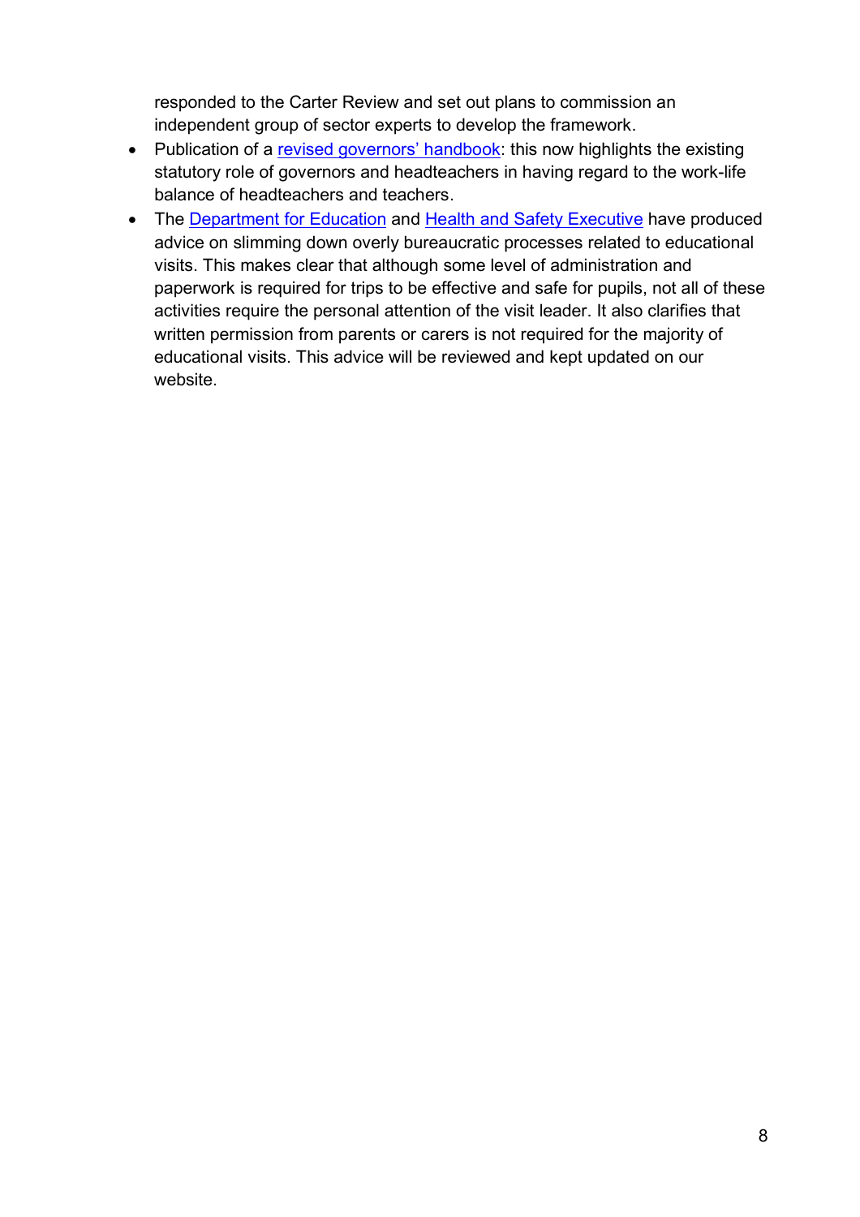responded to the Carter Review and set out plans to commission an independent group of sector experts to develop the framework.

- Publication of a revised governors' handbook: this now highlights the existing statutory role of governors and headteachers in having regard to the work-life balance of headteachers and teachers.
- The Department for Education and Health and Safety Executive have produced advice on slimming down overly bureaucratic processes related to educational visits. This makes clear that although some level of administration and paperwork is required for trips to be effective and safe for pupils, not all of these activities require the personal attention of the visit leader. It also clarifies that written permission from parents or carers is not required for the majority of educational visits. This advice will be reviewed and kept updated on our website.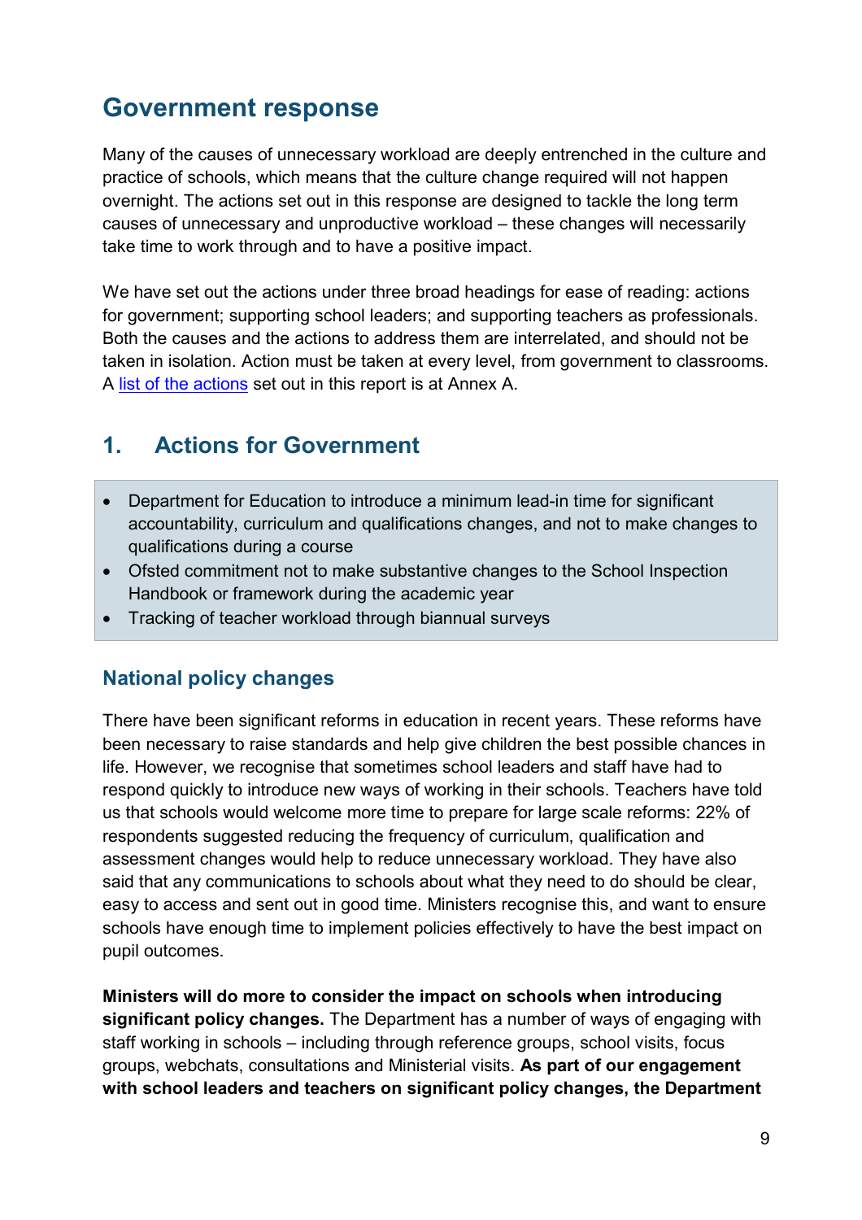# Government response

Many of the causes of unnecessary workload are deeply entrenched in the culture and practice of schools, which means that the culture change required will not happen overnight. The actions set out in this response are designed to tackle the long term causes of unnecessary and unproductive workload – these changes will necessarily take time to work through and to have a positive impact.

We have set out the actions under three broad headings for ease of reading: actions for government; supporting school leaders; and supporting teachers as professionals. Both the causes and the actions to address them are interrelated, and should not be taken in isolation. Action must be taken at every level, from government to classrooms. A list of the actions set out in this report is at Annex A.

## 1. Actions for Government

- Department for Education to introduce a minimum lead-in time for significant accountability, curriculum and qualifications changes, and not to make changes to qualifications during a course
- Ofsted commitment not to make substantive changes to the School Inspection Handbook or framework during the academic year
- Tracking of teacher workload through biannual surveys

### National policy changes

There have been significant reforms in education in recent years. These reforms have been necessary to raise standards and help give children the best possible chances in life. However, we recognise that sometimes school leaders and staff have had to respond quickly to introduce new ways of working in their schools. Teachers have told us that schools would welcome more time to prepare for large scale reforms: 22% of respondents suggested reducing the frequency of curriculum, qualification and assessment changes would help to reduce unnecessary workload. They have also said that any communications to schools about what they need to do should be clear, easy to access and sent out in good time. Ministers recognise this, and want to ensure schools have enough time to implement policies effectively to have the best impact on pupil outcomes.

**Ministers will do more to consider the impact on schools when introducing significant policy changes.** The Department has a number of ways of engaging with staff working in schools – including through reference groups, school visits, focus groups, webchats, consultations and Ministerial visits. **As part of our engagement with school leaders and teachers on significant policy changes, the Department**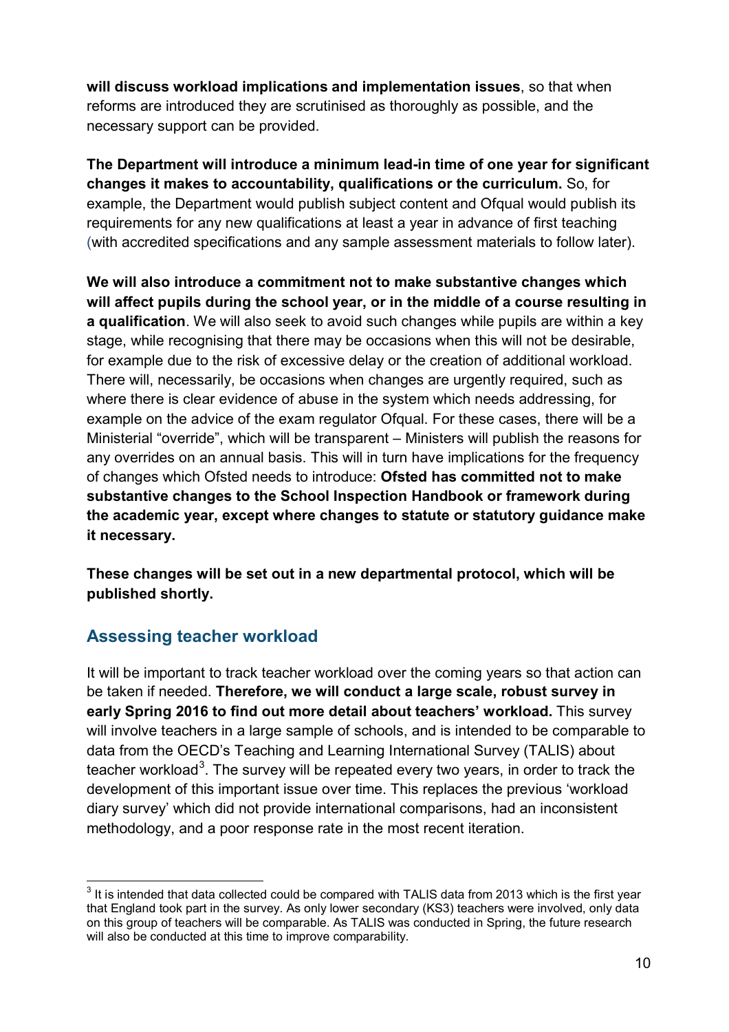**will discuss workload implications and implementation issues**, so that when reforms are introduced they are scrutinised as thoroughly as possible, and the necessary support can be provided.

**The Department will introduce a minimum lead-in time of one year for significant changes it makes to accountability, qualifications or the curriculum.** So, for example, the Department would publish subject content and Ofqual would publish its requirements for any new qualifications at least a year in advance of first teaching (with accredited specifications and any sample assessment materials to follow later).

**We will also introduce a commitment not to make substantive changes which will affect pupils during the school year, or in the middle of a course resulting in a qualification**. We will also seek to avoid such changes while pupils are within a key stage, while recognising that there may be occasions when this will not be desirable, for example due to the risk of excessive delay or the creation of additional workload. There will, necessarily, be occasions when changes are urgently required, such as where there is clear evidence of abuse in the system which needs addressing, for example on the advice of the exam regulator Ofqual. For these cases, there will be a Ministerial "override", which will be transparent – Ministers will publish the reasons for any overrides on an annual basis. This will in turn have implications for the frequency of changes which Ofsted needs to introduce: **Ofsted has committed not to make substantive changes to the School Inspection Handbook or framework during the academic year, except where changes to statute or statutory guidance make it necessary.**

**These changes will be set out in a new departmental protocol, which will be published shortly.**

## Assessing teacher workload

It will be important to track teacher workload over the coming years so that action can be taken if needed. **Therefore, we will conduct a large scale, robust survey in early Spring 2016 to find out more detail about teachers' workload.** This survey will involve teachers in a large sample of schools, and is intended to be comparable to data from the OECD's Teaching and Learning International Survey (TALIS) about teacher workload[3]. The survey will be repeated every two years, in order to track the development of this important issue over time. This replaces the previous 'workload diary survey' which did not provide international comparisons, had an inconsistent methodology, and a poor response rate in the most recent iteration.

---

[3] It is intended that data collected could be compared with TALIS data from 2013 which is the first year that England took part in the survey. As only lower secondary (KS3) teachers were involved, only data on this group of teachers will be comparable. As TALIS was conducted in Spring, the future research will also be conducted at this time to improve comparability.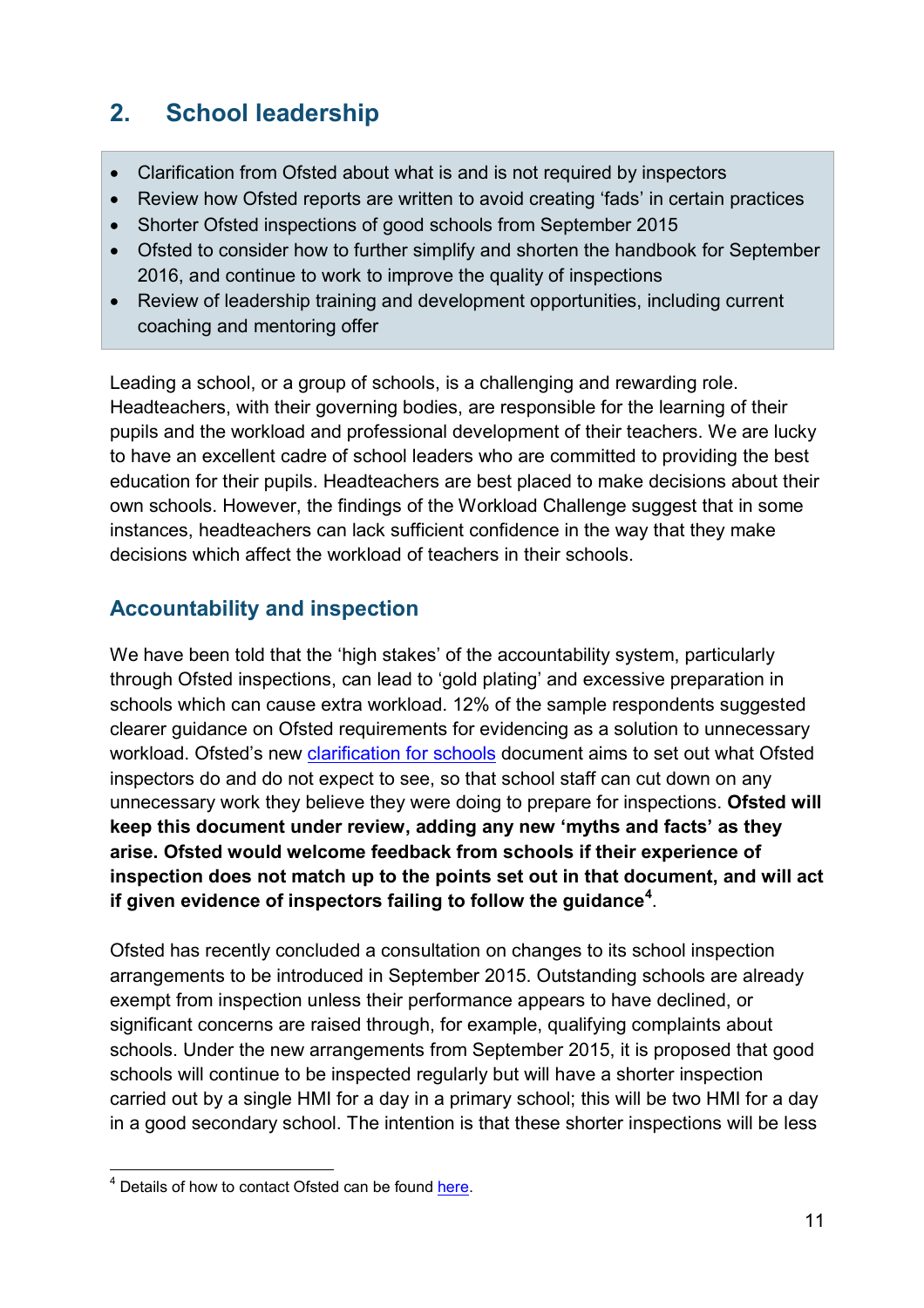## 2. School leadership

- Clarification from Ofsted about what is and is not required by inspectors
- Review how Ofsted reports are written to avoid creating 'fads' in certain practices
- Shorter Ofsted inspections of good schools from September 2015
- Ofsted to consider how to further simplify and shorten the handbook for September 2016, and continue to work to improve the quality of inspections
- Review of leadership training and development opportunities, including current coaching and mentoring offer

Leading a school, or a group of schools, is a challenging and rewarding role. Headteachers, with their governing bodies, are responsible for the learning of their pupils and the workload and professional development of their teachers. We are lucky to have an excellent cadre of school leaders who are committed to providing the best education for their pupils. Headteachers are best placed to make decisions about their own schools. However, the findings of the Workload Challenge suggest that in some instances, headteachers can lack sufficient confidence in the way that they make decisions which affect the workload of teachers in their schools.

### Accountability and inspection

We have been told that the 'high stakes' of the accountability system, particularly through Ofsted inspections, can lead to 'gold plating' and excessive preparation in schools which can cause extra workload. 12% of the sample respondents suggested clearer guidance on Ofsted requirements for evidencing as a solution to unnecessary workload. Ofsted's new clarification for schools document aims to set out what Ofsted inspectors do and do not expect to see, so that school staff can cut down on any unnecessary work they believe they were doing to prepare for inspections. **Ofsted will keep this document under review, adding any new 'myths and facts' as they arise. Ofsted would welcome feedback from schools if their experience of inspection does not match up to the points set out in that document, and will act if given evidence of inspectors failing to follow the guidance**[4].

Ofsted has recently concluded a consultation on changes to its school inspection arrangements to be introduced in September 2015. Outstanding schools are already exempt from inspection unless their performance appears to have declined, or significant concerns are raised through, for example, qualifying complaints about schools. Under the new arrangements from September 2015, it is proposed that good schools will continue to be inspected regularly but will have a shorter inspection carried out by a single HMI for a day in a primary school; this will be two HMI for a day in a good secondary school. The intention is that these shorter inspections will be less

[4] Details of how to contact Ofsted can be found here.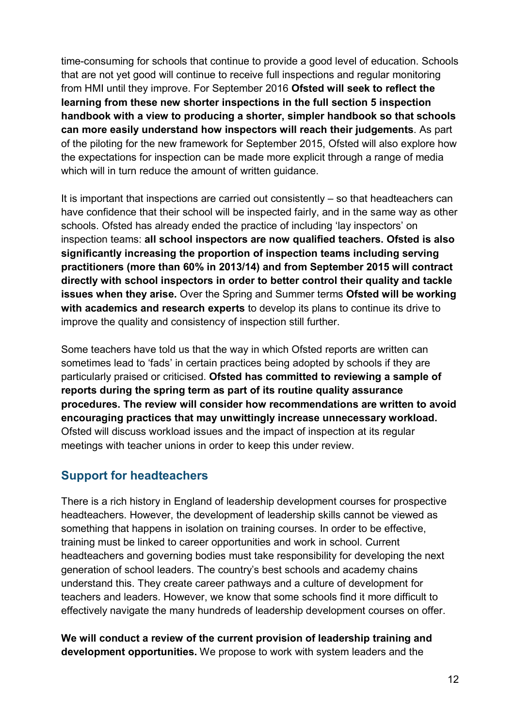time-consuming for schools that continue to provide a good level of education. Schools that are not yet good will continue to receive full inspections and regular monitoring from HMI until they improve. For September 2016 **Ofsted will seek to reflect the learning from these new shorter inspections in the full section 5 inspection handbook with a view to producing a shorter, simpler handbook so that schools can more easily understand how inspectors will reach their judgements**. As part of the piloting for the new framework for September 2015, Ofsted will also explore how the expectations for inspection can be made more explicit through a range of media which will in turn reduce the amount of written guidance.

It is important that inspections are carried out consistently – so that headteachers can have confidence that their school will be inspected fairly, and in the same way as other schools. Ofsted has already ended the practice of including 'lay inspectors' on inspection teams: **all school inspectors are now qualified teachers. Ofsted is also significantly increasing the proportion of inspection teams including serving practitioners (more than 60% in 2013/14) and from September 2015 will contract directly with school inspectors in order to better control their quality and tackle issues when they arise.** Over the Spring and Summer terms **Ofsted will be working with academics and research experts** to develop its plans to continue its drive to improve the quality and consistency of inspection still further.

Some teachers have told us that the way in which Ofsted reports are written can sometimes lead to 'fads' in certain practices being adopted by schools if they are particularly praised or criticised. **Ofsted has committed to reviewing a sample of reports during the spring term as part of its routine quality assurance procedures. The review will consider how recommendations are written to avoid encouraging practices that may unwittingly increase unnecessary workload.** Ofsted will discuss workload issues and the impact of inspection at its regular meetings with teacher unions in order to keep this under review.

## Support for headteachers

There is a rich history in England of leadership development courses for prospective headteachers. However, the development of leadership skills cannot be viewed as something that happens in isolation on training courses. In order to be effective, training must be linked to career opportunities and work in school. Current headteachers and governing bodies must take responsibility for developing the next generation of school leaders. The country's best schools and academy chains understand this. They create career pathways and a culture of development for teachers and leaders. However, we know that some schools find it more difficult to effectively navigate the many hundreds of leadership development courses on offer.

**We will conduct a review of the current provision of leadership training and development opportunities.** We propose to work with system leaders and the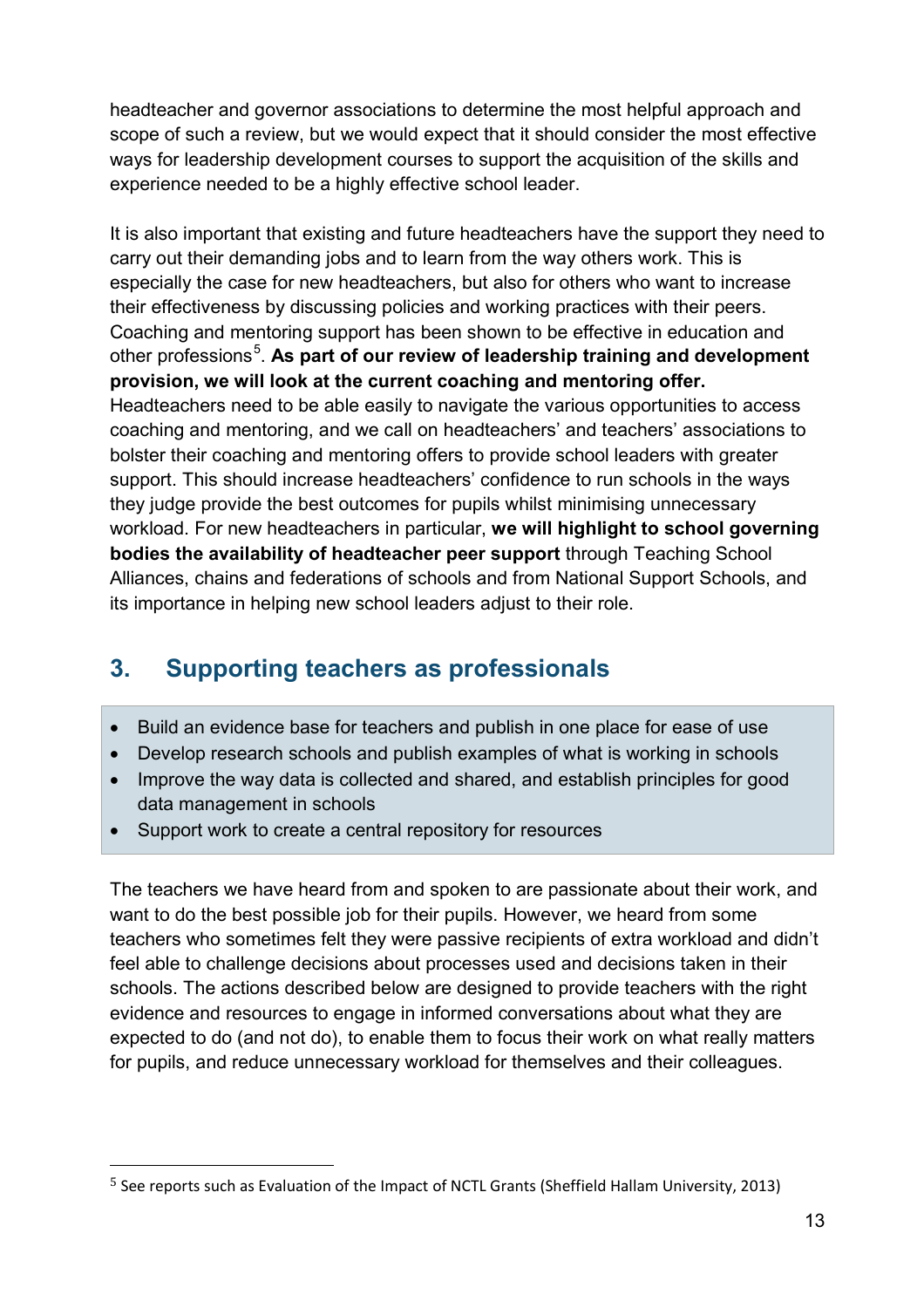headteacher and governor associations to determine the most helpful approach and scope of such a review, but we would expect that it should consider the most effective ways for leadership development courses to support the acquisition of the skills and experience needed to be a highly effective school leader.

It is also important that existing and future headteachers have the support they need to carry out their demanding jobs and to learn from the way others work. This is especially the case for new headteachers, but also for others who want to increase their effectiveness by discussing policies and working practices with their peers. Coaching and mentoring support has been shown to be effective in education and other professions[5]. **As part of our review of leadership training and development provision, we will look at the current coaching and mentoring offer.** Headteachers need to be able easily to navigate the various opportunities to access coaching and mentoring, and we call on headteachers' and teachers' associations to bolster their coaching and mentoring offers to provide school leaders with greater support. This should increase headteachers' confidence to run schools in the ways they judge provide the best outcomes for pupils whilst minimising unnecessary workload. For new headteachers in particular, **we will highlight to school governing bodies the availability of headteacher peer support** through Teaching School Alliances, chains and federations of schools and from National Support Schools, and its importance in helping new school leaders adjust to their role.

## 3. Supporting teachers as professionals

- Build an evidence base for teachers and publish in one place for ease of use
- Develop research schools and publish examples of what is working in schools
- Improve the way data is collected and shared, and establish principles for good data management in schools
- Support work to create a central repository for resources

The teachers we have heard from and spoken to are passionate about their work, and want to do the best possible job for their pupils. However, we heard from some teachers who sometimes felt they were passive recipients of extra workload and didn't feel able to challenge decisions about processes used and decisions taken in their schools. The actions described below are designed to provide teachers with the right evidence and resources to engage in informed conversations about what they are expected to do (and not do), to enable them to focus their work on what really matters for pupils, and reduce unnecessary workload for themselves and their colleagues.

[5] See reports such as Evaluation of the Impact of NCTL Grants (Sheffield Hallam University, 2013)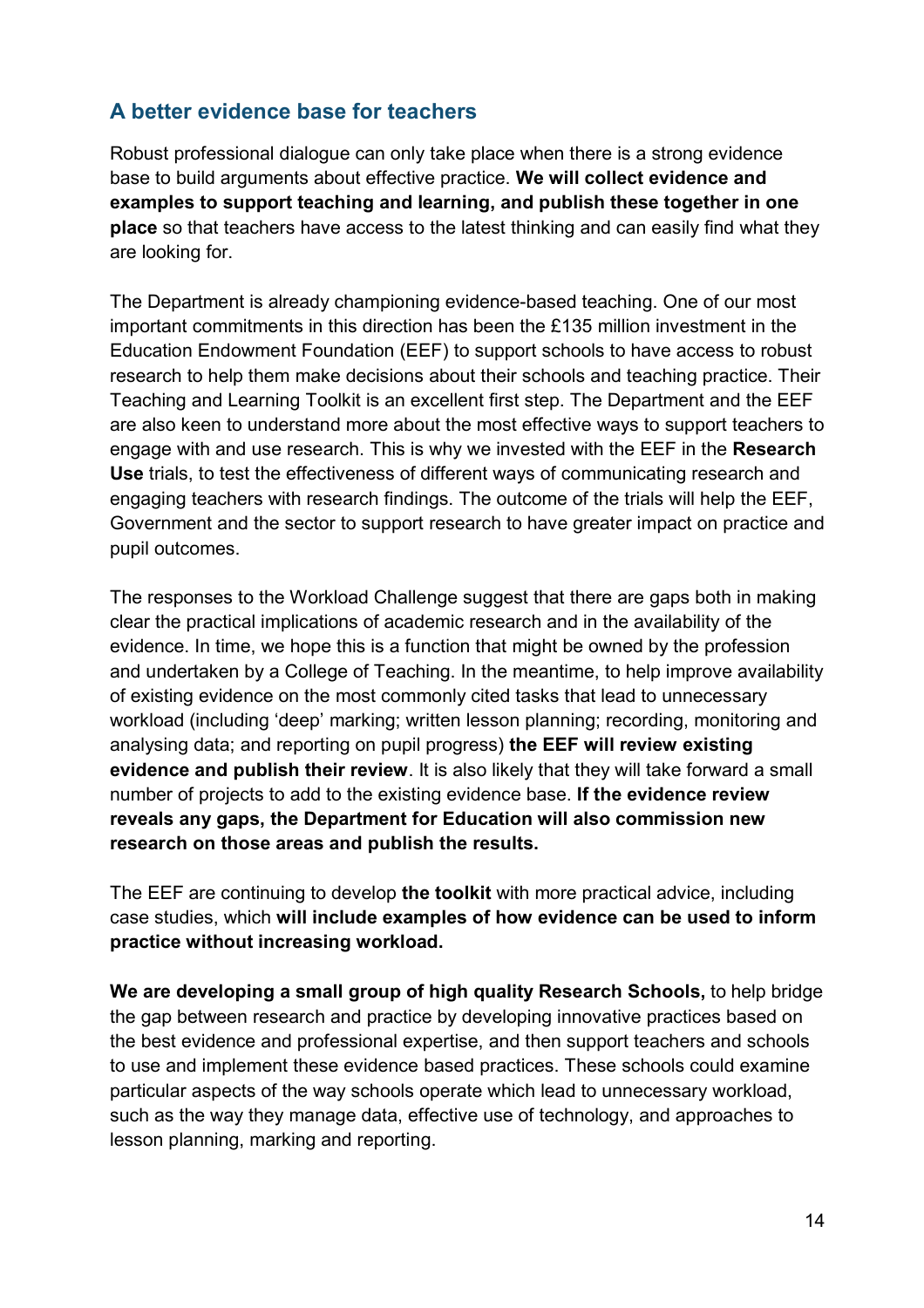## A better evidence base for teachers

Robust professional dialogue can only take place when there is a strong evidence base to build arguments about effective practice. **We will collect evidence and examples to support teaching and learning, and publish these together in one place** so that teachers have access to the latest thinking and can easily find what they are looking for.

The Department is already championing evidence-based teaching. One of our most important commitments in this direction has been the £135 million investment in the Education Endowment Foundation (EEF) to support schools to have access to robust research to help them make decisions about their schools and teaching practice. Their Teaching and Learning Toolkit is an excellent first step. The Department and the EEF are also keen to understand more about the most effective ways to support teachers to engage with and use research. This is why we invested with the EEF in the **Research Use** trials, to test the effectiveness of different ways of communicating research and engaging teachers with research findings. The outcome of the trials will help the EEF, Government and the sector to support research to have greater impact on practice and pupil outcomes.

The responses to the Workload Challenge suggest that there are gaps both in making clear the practical implications of academic research and in the availability of the evidence. In time, we hope this is a function that might be owned by the profession and undertaken by a College of Teaching. In the meantime, to help improve availability of existing evidence on the most commonly cited tasks that lead to unnecessary workload (including 'deep' marking; written lesson planning; recording, monitoring and analysing data; and reporting on pupil progress) **the EEF will review existing evidence and publish their review**. It is also likely that they will take forward a small number of projects to add to the existing evidence base. **If the evidence review reveals any gaps, the Department for Education will also commission new research on those areas and publish the results.**

The EEF are continuing to develop **the toolkit** with more practical advice, including case studies, which **will include examples of how evidence can be used to inform practice without increasing workload.**

**We are developing a small group of high quality Research Schools,** to help bridge the gap between research and practice by developing innovative practices based on the best evidence and professional expertise, and then support teachers and schools to use and implement these evidence based practices. These schools could examine particular aspects of the way schools operate which lead to unnecessary workload, such as the way they manage data, effective use of technology, and approaches to lesson planning, marking and reporting.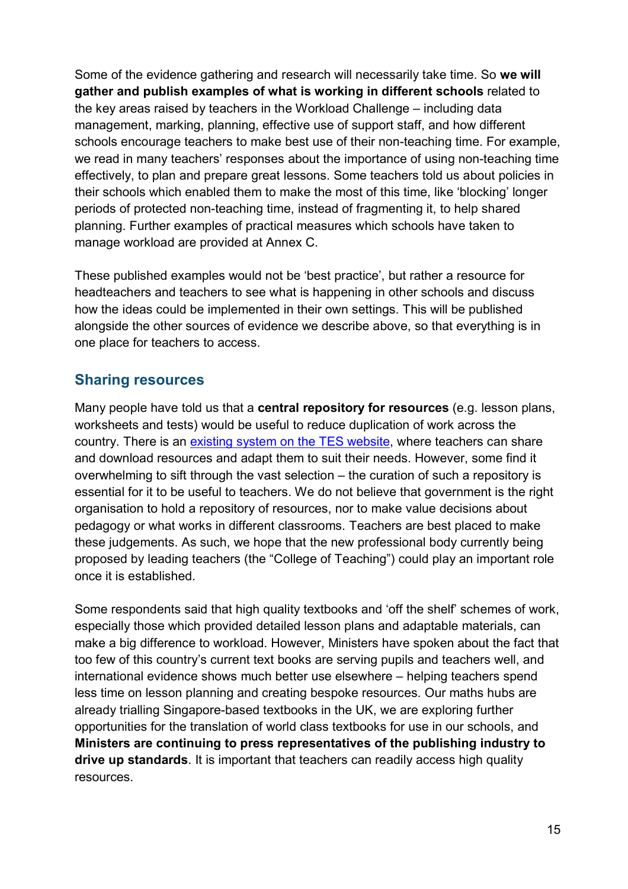Some of the evidence gathering and research will necessarily take time. So **we will gather and publish examples of what is working in different schools** related to the key areas raised by teachers in the Workload Challenge – including data management, marking, planning, effective use of support staff, and how different schools encourage teachers to make best use of their non-teaching time. For example, we read in many teachers' responses about the importance of using non-teaching time effectively, to plan and prepare great lessons. Some teachers told us about policies in their schools which enabled them to make the most of this time, like 'blocking' longer periods of protected non-teaching time, instead of fragmenting it, to help shared planning. Further examples of practical measures which schools have taken to manage workload are provided at Annex C.

These published examples would not be 'best practice', but rather a resource for headteachers and teachers to see what is happening in other schools and discuss how the ideas could be implemented in their own settings. This will be published alongside the other sources of evidence we describe above, so that everything is in one place for teachers to access.

## Sharing resources

Many people have told us that a **central repository for resources** (e.g. lesson plans, worksheets and tests) would be useful to reduce duplication of work across the country. There is an existing system on the TES website, where teachers can share and download resources and adapt them to suit their needs. However, some find it overwhelming to sift through the vast selection – the curation of such a repository is essential for it to be useful to teachers. We do not believe that government is the right organisation to hold a repository of resources, nor to make value decisions about pedagogy or what works in different classrooms. Teachers are best placed to make these judgements. As such, we hope that the new professional body currently being proposed by leading teachers (the "College of Teaching") could play an important role once it is established.

Some respondents said that high quality textbooks and 'off the shelf' schemes of work, especially those which provided detailed lesson plans and adaptable materials, can make a big difference to workload. However, Ministers have spoken about the fact that too few of this country's current text books are serving pupils and teachers well, and international evidence shows much better use elsewhere – helping teachers spend less time on lesson planning and creating bespoke resources. Our maths hubs are already trialling Singapore-based textbooks in the UK, we are exploring further opportunities for the translation of world class textbooks for use in our schools, and **Ministers are continuing to press representatives of the publishing industry to drive up standards**. It is important that teachers can readily access high quality resources.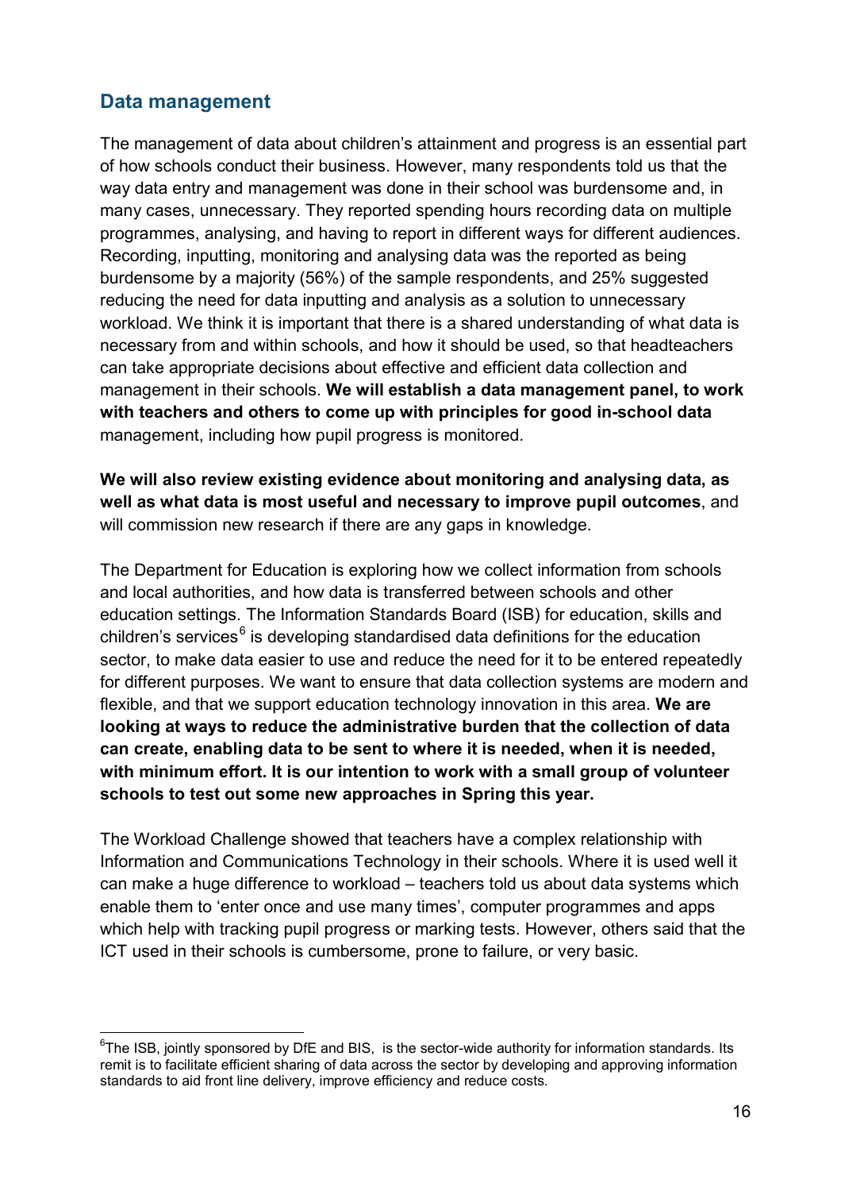## Data management

The management of data about children's attainment and progress is an essential part of how schools conduct their business. However, many respondents told us that the way data entry and management was done in their school was burdensome and, in many cases, unnecessary. They reported spending hours recording data on multiple programmes, analysing, and having to report in different ways for different audiences. Recording, inputting, monitoring and analysing data was the reported as being burdensome by a majority (56%) of the sample respondents, and 25% suggested reducing the need for data inputting and analysis as a solution to unnecessary workload. We think it is important that there is a shared understanding of what data is necessary from and within schools, and how it should be used, so that headteachers can take appropriate decisions about effective and efficient data collection and management in their schools. **We will establish a data management panel, to work with teachers and others to come up with principles for good in-school data** management, including how pupil progress is monitored.

**We will also review existing evidence about monitoring and analysing data, as well as what data is most useful and necessary to improve pupil outcomes**, and will commission new research if there are any gaps in knowledge.

The Department for Education is exploring how we collect information from schools and local authorities, and how data is transferred between schools and other education settings. The Information Standards Board (ISB) for education, skills and children's services[6] is developing standardised data definitions for the education sector, to make data easier to use and reduce the need for it to be entered repeatedly for different purposes. We want to ensure that data collection systems are modern and flexible, and that we support education technology innovation in this area. **We are looking at ways to reduce the administrative burden that the collection of data can create, enabling data to be sent to where it is needed, when it is needed, with minimum effort. It is our intention to work with a small group of volunteer schools to test out some new approaches in Spring this year.**

The Workload Challenge showed that teachers have a complex relationship with Information and Communications Technology in their schools. Where it is used well it can make a huge difference to workload – teachers told us about data systems which enable them to 'enter once and use many times', computer programmes and apps which help with tracking pupil progress or marking tests. However, others said that the ICT used in their schools is cumbersome, prone to failure, or very basic.

---

[6] The ISB, jointly sponsored by DfE and BIS, is the sector-wide authority for information standards. Its remit is to facilitate efficient sharing of data across the sector by developing and approving information standards to aid front line delivery, improve efficiency and reduce costs.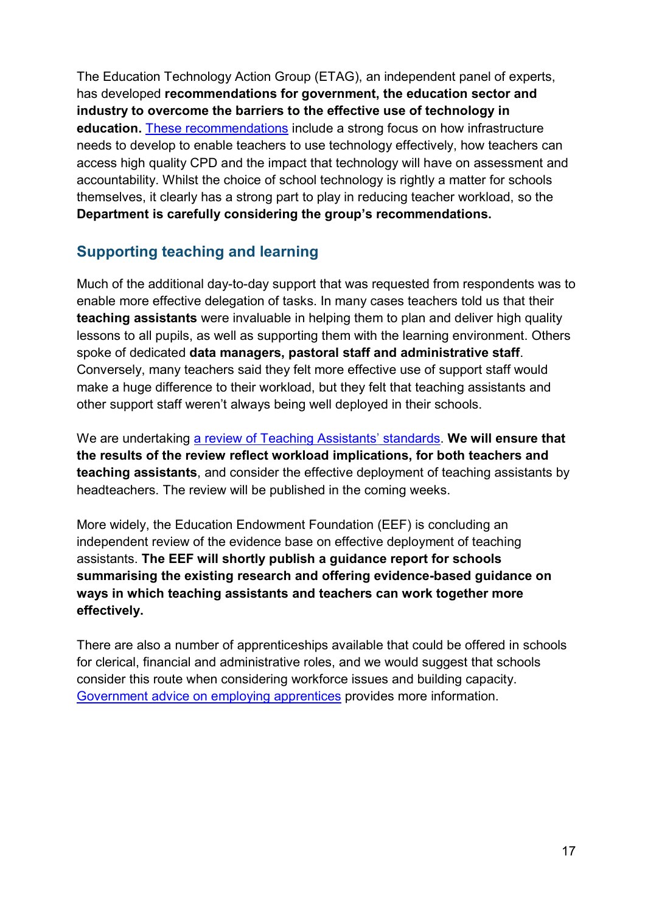The Education Technology Action Group (ETAG), an independent panel of experts, has developed **recommendations for government, the education sector and industry to overcome the barriers to the effective use of technology in education.** [These recommendations]() include a strong focus on how infrastructure needs to develop to enable teachers to use technology effectively, how teachers can access high quality CPD and the impact that technology will have on assessment and accountability. Whilst the choice of school technology is rightly a matter for schools themselves, it clearly has a strong part to play in reducing teacher workload, so the **Department is carefully considering the group's recommendations.**

## Supporting teaching and learning

Much of the additional day-to-day support that was requested from respondents was to enable more effective delegation of tasks. In many cases teachers told us that their **teaching assistants** were invaluable in helping them to plan and deliver high quality lessons to all pupils, as well as supporting them with the learning environment. Others spoke of dedicated **data managers, pastoral staff and administrative staff**. Conversely, many teachers said they felt more effective use of support staff would make a huge difference to their workload, but they felt that teaching assistants and other support staff weren't always being well deployed in their schools.

We are undertaking [a review of Teaching Assistants' standards](). **We will ensure that the results of the review reflect workload implications, for both teachers and teaching assistants**, and consider the effective deployment of teaching assistants by headteachers. The review will be published in the coming weeks.

More widely, the Education Endowment Foundation (EEF) is concluding an independent review of the evidence base on effective deployment of teaching assistants. **The EEF will shortly publish a guidance report for schools summarising the existing research and offering evidence-based guidance on ways in which teaching assistants and teachers can work together more effectively.**

There are also a number of apprenticeships available that could be offered in schools for clerical, financial and administrative roles, and we would suggest that schools consider this route when considering workforce issues and building capacity. [Government advice on employing apprentices]() provides more information.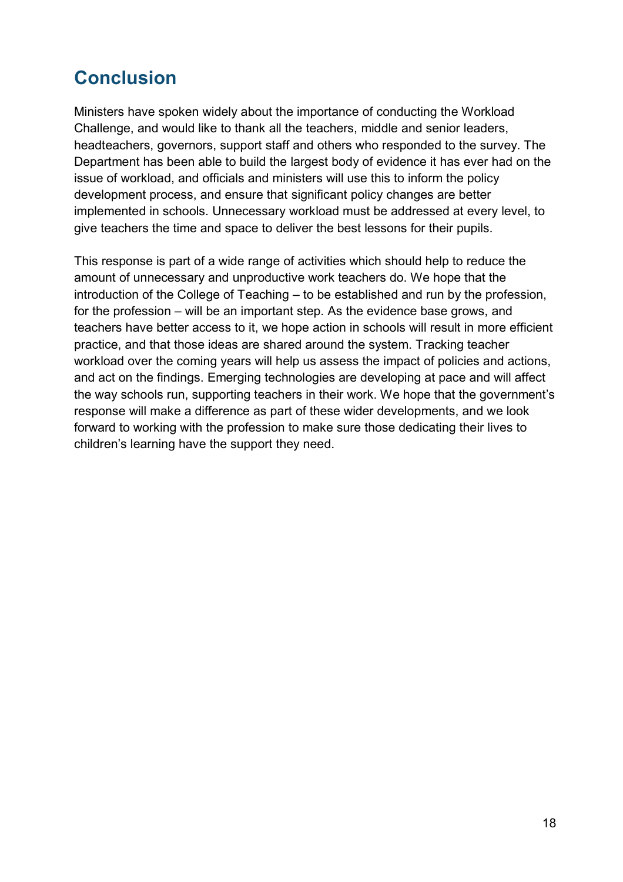## Conclusion

Ministers have spoken widely about the importance of conducting the Workload Challenge, and would like to thank all the teachers, middle and senior leaders, headteachers, governors, support staff and others who responded to the survey. The Department has been able to build the largest body of evidence it has ever had on the issue of workload, and officials and ministers will use this to inform the policy development process, and ensure that significant policy changes are better implemented in schools. Unnecessary workload must be addressed at every level, to give teachers the time and space to deliver the best lessons for their pupils.

This response is part of a wide range of activities which should help to reduce the amount of unnecessary and unproductive work teachers do. We hope that the introduction of the College of Teaching – to be established and run by the profession, for the profession – will be an important step. As the evidence base grows, and teachers have better access to it, we hope action in schools will result in more efficient practice, and that those ideas are shared around the system. Tracking teacher workload over the coming years will help us assess the impact of policies and actions, and act on the findings. Emerging technologies are developing at pace and will affect the way schools run, supporting teachers in their work. We hope that the government's response will make a difference as part of these wider developments, and we look forward to working with the profession to make sure those dedicating their lives to children's learning have the support they need.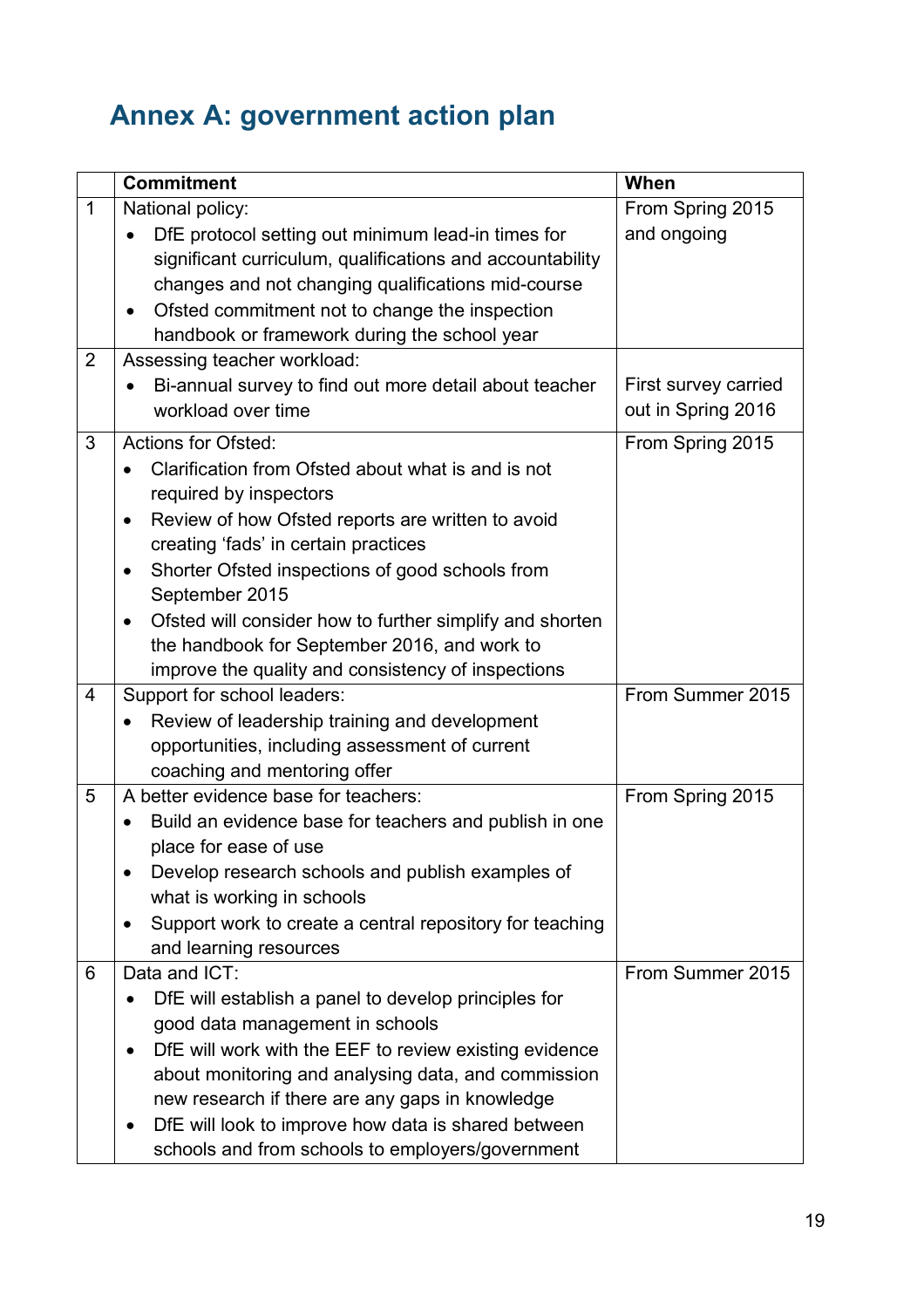# Annex A: government action plan

| | Commitment | When |
|---|---|---|
| 1 | National policy:<br>• DfE protocol setting out minimum lead-in times for significant curriculum, qualifications and accountability changes and not changing qualifications mid-course<br>• Ofsted commitment not to change the inspection handbook or framework during the school year | From Spring 2015 and ongoing |
| 2 | Assessing teacher workload:<br>• Bi-annual survey to find out more detail about teacher workload over time | First survey carried out in Spring 2016 |
| 3 | Actions for Ofsted:<br>• Clarification from Ofsted about what is and is not required by inspectors<br>• Review of how Ofsted reports are written to avoid creating 'fads' in certain practices<br>• Shorter Ofsted inspections of good schools from September 2015<br>• Ofsted will consider how to further simplify and shorten the handbook for September 2016, and work to improve the quality and consistency of inspections | From Spring 2015 |
| 4 | Support for school leaders:<br>• Review of leadership training and development opportunities, including assessment of current coaching and mentoring offer | From Summer 2015 |
| 5 | A better evidence base for teachers:<br>• Build an evidence base for teachers and publish in one place for ease of use<br>• Develop research schools and publish examples of what is working in schools<br>• Support work to create a central repository for teaching and learning resources | From Spring 2015 |
| 6 | Data and ICT:<br>• DfE will establish a panel to develop principles for good data management in schools<br>• DfE will work with the EEF to review existing evidence about monitoring and analysing data, and commission new research if there are any gaps in knowledge<br>• DfE will look to improve how data is shared between schools and from schools to employers/government | From Summer 2015 |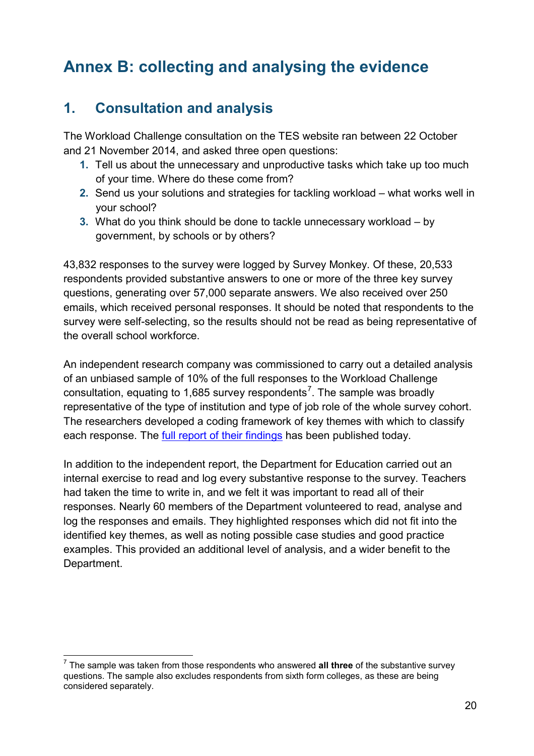# Annex B: collecting and analysing the evidence

## 1. Consultation and analysis

The Workload Challenge consultation on the TES website ran between 22 October and 21 November 2014, and asked three open questions:

1. Tell us about the unnecessary and unproductive tasks which take up too much of your time. Where do these come from?
2. Send us your solutions and strategies for tackling workload – what works well in your school?
3. What do you think should be done to tackle unnecessary workload – by government, by schools or by others?

43,832 responses to the survey were logged by Survey Monkey. Of these, 20,533 respondents provided substantive answers to one or more of the three key survey questions, generating over 57,000 separate answers. We also received over 250 emails, which received personal responses. It should be noted that respondents to the survey were self-selecting, so the results should not be read as being representative of the overall school workforce.

An independent research company was commissioned to carry out a detailed analysis of an unbiased sample of 10% of the full responses to the Workload Challenge consultation, equating to 1,685 survey respondents[7]. The sample was broadly representative of the type of institution and type of job role of the whole survey cohort. The researchers developed a coding framework of key themes with which to classify each response. The [full report of their findings](#) has been published today.

In addition to the independent report, the Department for Education carried out an internal exercise to read and log every substantive response to the survey. Teachers had taken the time to write in, and we felt it was important to read all of their responses. Nearly 60 members of the Department volunteered to read, analyse and log the responses and emails. They highlighted responses which did not fit into the identified key themes, as well as noting possible case studies and good practice examples. This provided an additional level of analysis, and a wider benefit to the Department.

---

[7] The sample was taken from those respondents who answered **all three** of the substantive survey questions. The sample also excludes respondents from sixth form colleges, as these are being considered separately.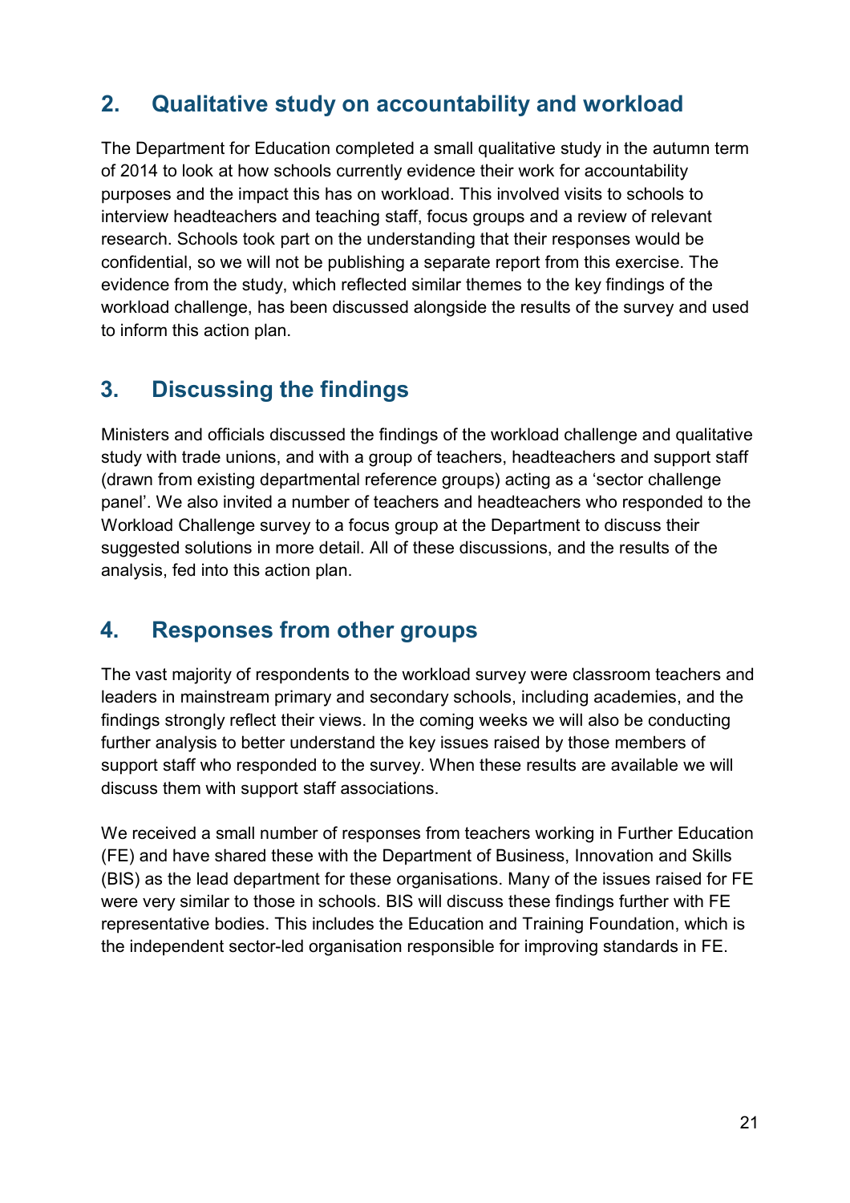## 2. Qualitative study on accountability and workload

The Department for Education completed a small qualitative study in the autumn term of 2014 to look at how schools currently evidence their work for accountability purposes and the impact this has on workload. This involved visits to schools to interview headteachers and teaching staff, focus groups and a review of relevant research. Schools took part on the understanding that their responses would be confidential, so we will not be publishing a separate report from this exercise. The evidence from the study, which reflected similar themes to the key findings of the workload challenge, has been discussed alongside the results of the survey and used to inform this action plan.

## 3. Discussing the findings

Ministers and officials discussed the findings of the workload challenge and qualitative study with trade unions, and with a group of teachers, headteachers and support staff (drawn from existing departmental reference groups) acting as a 'sector challenge panel'. We also invited a number of teachers and headteachers who responded to the Workload Challenge survey to a focus group at the Department to discuss their suggested solutions in more detail. All of these discussions, and the results of the analysis, fed into this action plan.

## 4. Responses from other groups

The vast majority of respondents to the workload survey were classroom teachers and leaders in mainstream primary and secondary schools, including academies, and the findings strongly reflect their views. In the coming weeks we will also be conducting further analysis to better understand the key issues raised by those members of support staff who responded to the survey. When these results are available we will discuss them with support staff associations.

We received a small number of responses from teachers working in Further Education (FE) and have shared these with the Department of Business, Innovation and Skills (BIS) as the lead department for these organisations. Many of the issues raised for FE were very similar to those in schools. BIS will discuss these findings further with FE representative bodies. This includes the Education and Training Foundation, which is the independent sector-led organisation responsible for improving standards in FE.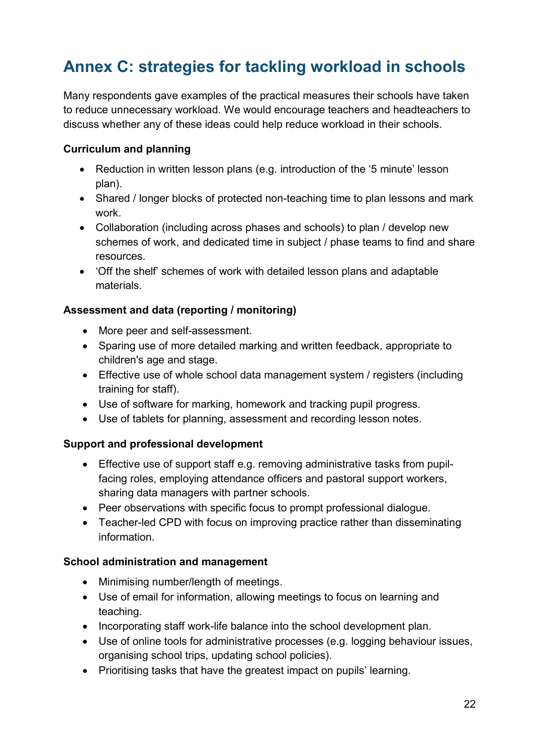# Annex C: strategies for tackling workload in schools

Many respondents gave examples of the practical measures their schools have taken to reduce unnecessary workload. We would encourage teachers and headteachers to discuss whether any of these ideas could help reduce workload in their schools.

**Curriculum and planning**

- Reduction in written lesson plans (e.g. introduction of the '5 minute' lesson plan).
- Shared / longer blocks of protected non-teaching time to plan lessons and mark work.
- Collaboration (including across phases and schools) to plan / develop new schemes of work, and dedicated time in subject / phase teams to find and share resources.
- 'Off the shelf' schemes of work with detailed lesson plans and adaptable materials.

**Assessment and data (reporting / monitoring)**

- More peer and self-assessment.
- Sparing use of more detailed marking and written feedback, appropriate to children's age and stage.
- Effective use of whole school data management system / registers (including training for staff).
- Use of software for marking, homework and tracking pupil progress.
- Use of tablets for planning, assessment and recording lesson notes.

**Support and professional development**

- Effective use of support staff e.g. removing administrative tasks from pupil-facing roles, employing attendance officers and pastoral support workers, sharing data managers with partner schools.
- Peer observations with specific focus to prompt professional dialogue.
- Teacher-led CPD with focus on improving practice rather than disseminating information.

**School administration and management**

- Minimising number/length of meetings.
- Use of email for information, allowing meetings to focus on learning and teaching.
- Incorporating staff work-life balance into the school development plan.
- Use of online tools for administrative processes (e.g. logging behaviour issues, organising school trips, updating school policies).
- Prioritising tasks that have the greatest impact on pupils' learning.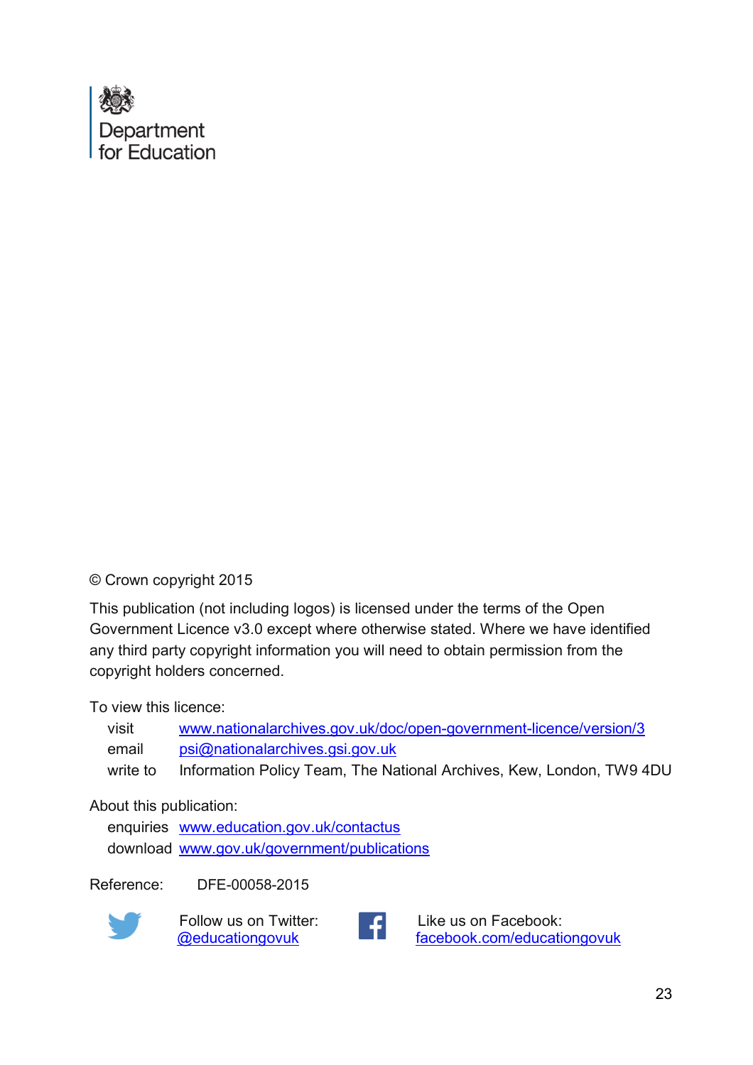Department for Education

© Crown copyright 2015

This publication (not including logos) is licensed under the terms of the Open Government Licence v3.0 except where otherwise stated. Where we have identified any third party copyright information you will need to obtain permission from the copyright holders concerned.

To view this licence:

| | |
|---|---|
| visit | www.nationalarchives.gov.uk/doc/open-government-licence/version/3 |
| email | psi@nationalarchives.gsi.gov.uk |
| write to | Information Policy Team, The National Archives, Kew, London, TW9 4DU |

About this publication:

| | |
|---|---|
| enquiries | www.education.gov.uk/contactus |
| download | www.gov.uk/government/publications |

Reference: DFE-00058-2015

Follow us on Twitter: @educationgovuk

Like us on Facebook: facebook.com/educationgovuk